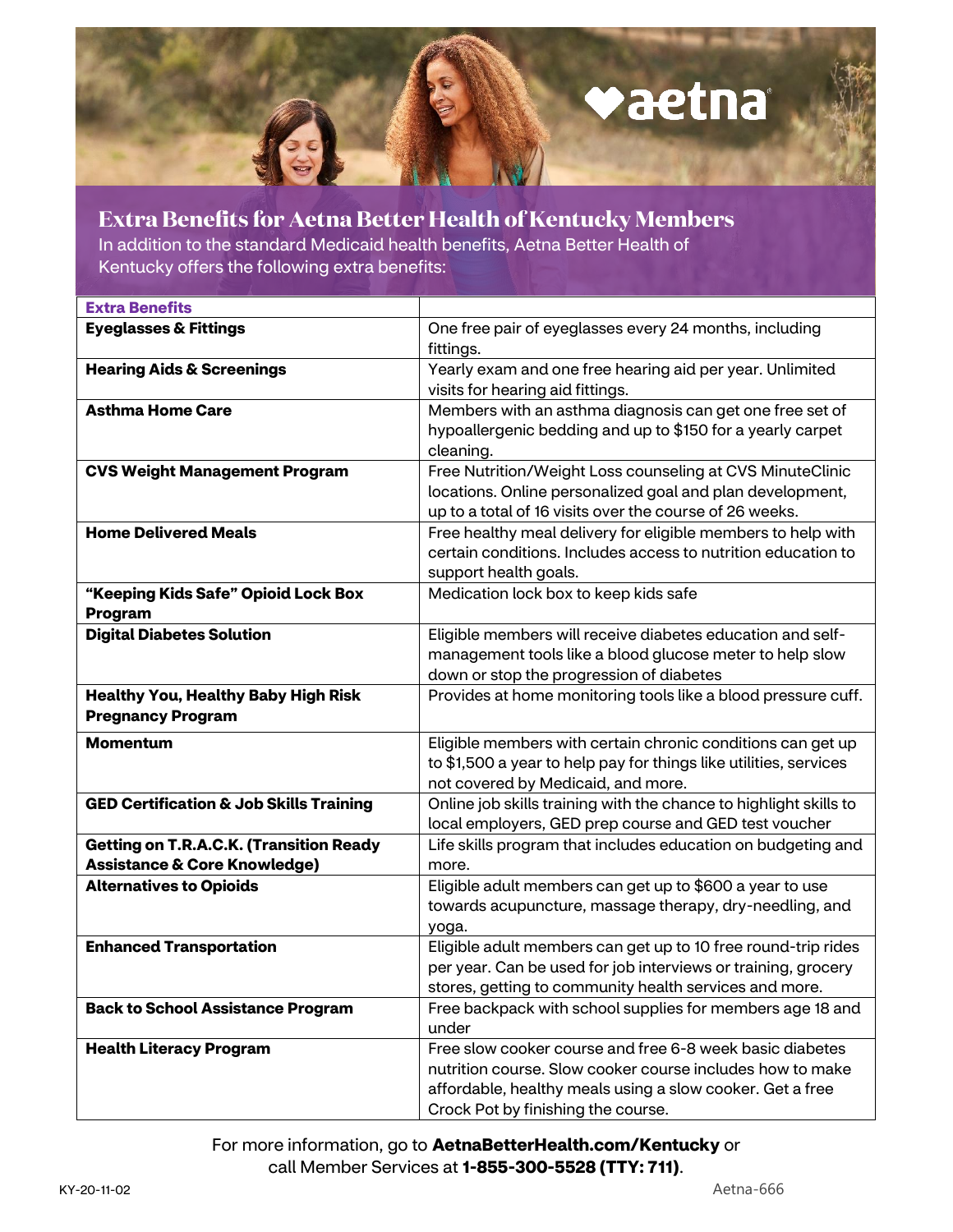# Extra Benefits for Aetna Better Health of Kentucky Members

In addition to the standard Medicaid health benefits, Aetna Better Health of Kentucky offers the following extra benefits:

| **Extra Benefits** | |
| --- | --- |
| **Eyeglasses & Fittings** | One free pair of eyeglasses every 24 months, including fittings. |
| **Hearing Aids & Screenings** | Yearly exam and one free hearing aid per year. Unlimited visits for hearing aid fittings. |
| **Asthma Home Care** | Members with an asthma diagnosis can get one free set of hypoallergenic bedding and up to $150 for a yearly carpet cleaning. |
| **CVS Weight Management Program** | Free Nutrition/Weight Loss counseling at CVS MinuteClinic locations. Online personalized goal and plan development, up to a total of 16 visits over the course of 26 weeks. |
| **Home Delivered Meals** | Free healthy meal delivery for eligible members to help with certain conditions. Includes access to nutrition education to support health goals. |
| **"Keeping Kids Safe" Opioid Lock Box Program** | Medication lock box to keep kids safe |
| **Digital Diabetes Solution** | Eligible members will receive diabetes education and self-management tools like a blood glucose meter to help slow down or stop the progression of diabetes |
| **Healthy You, Healthy Baby High Risk Pregnancy Program** | Provides at home monitoring tools like a blood pressure cuff. |
| **Momentum** | Eligible members with certain chronic conditions can get up to $1,500 a year to help pay for things like utilities, services not covered by Medicaid, and more. |
| **GED Certification & Job Skills Training** | Online job skills training with the chance to highlight skills to local employers, GED prep course and GED test voucher |
| **Getting on T.R.A.C.K. (Transition Ready Assistance & Core Knowledge)** | Life skills program that includes education on budgeting and more. |
| **Alternatives to Opioids** | Eligible adult members can get up to $600 a year to use towards acupuncture, massage therapy, dry-needling, and yoga. |
| **Enhanced Transportation** | Eligible adult members can get up to 10 free round-trip rides per year. Can be used for job interviews or training, grocery stores, getting to community health services and more. |
| **Back to School Assistance Program** | Free backpack with school supplies for members age 18 and under |
| **Health Literacy Program** | Free slow cooker course and free 6-8 week basic diabetes nutrition course. Slow cooker course includes how to make affordable, healthy meals using a slow cooker. Get a free Crock Pot by finishing the course. |

For more information, go to **AetnaBetterHealth.com/Kentucky** or call Member Services at **1-855-300-5528 (TTY: 711)**.

KY-20-11-02

Aetna-666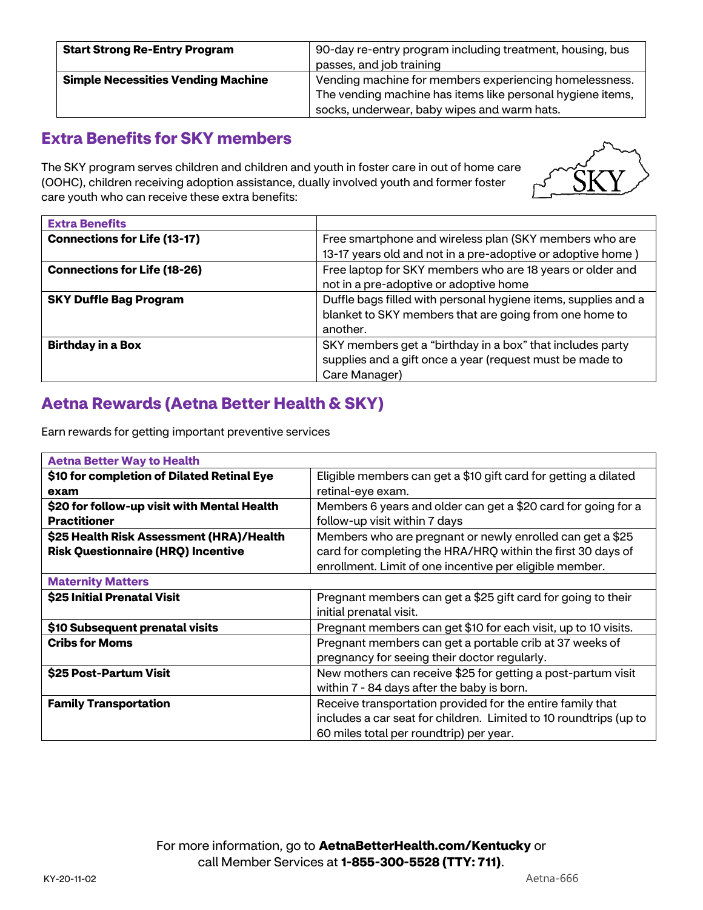| | |
|---|---|
| **Start Strong Re-Entry Program** | 90-day re-entry program including treatment, housing, bus passes, and job training |
| **Simple Necessities Vending Machine** | Vending machine for members experiencing homelessness. The vending machine has items like personal hygiene items, socks, underwear, baby wipes and warm hats. |

## Extra Benefits for SKY members

The SKY program serves children and children and youth in foster care in out of home care (OOHC), children receiving adoption assistance, dually involved youth and former foster care youth who can receive these extra benefits:

| Extra Benefits | |
|---|---|
| **Connections for Life (13-17)** | Free smartphone and wireless plan (SKY members who are 13-17 years old and not in a pre-adoptive or adoptive home ) |
| **Connections for Life (18-26)** | Free laptop for SKY members who are 18 years or older and not in a pre-adoptive or adoptive home |
| **SKY Duffle Bag Program** | Duffle bags filled with personal hygiene items, supplies and a blanket to SKY members that are going from one home to another. |
| **Birthday in a Box** | SKY members get a "birthday in a box" that includes party supplies and a gift once a year (request must be made to Care Manager) |

## Aetna Rewards (Aetna Better Health & SKY)

Earn rewards for getting important preventive services

| Aetna Better Way to Health | |
|---|---|
| **$10 for completion of Dilated Retinal Eye exam** | Eligible members can get a $10 gift card for getting a dilated retinal-eye exam. |
| **$20 for follow-up visit with Mental Health Practitioner** | Members 6 years and older can get a $20 card for going for a follow-up visit within 7 days |
| **$25 Health Risk Assessment (HRA)/Health Risk Questionnaire (HRQ) Incentive** | Members who are pregnant or newly enrolled can get a $25 card for completing the HRA/HRQ within the first 30 days of enrollment. Limit of one incentive per eligible member. |
| **Maternity Matters** | |
| **$25 Initial Prenatal Visit** | Pregnant members can get a $25 gift card for going to their initial prenatal visit. |
| **$10 Subsequent prenatal visits** | Pregnant members can get $10 for each visit, up to 10 visits. |
| **Cribs for Moms** | Pregnant members can get a portable crib at 37 weeks of pregnancy for seeing their doctor regularly. |
| **$25 Post-Partum Visit** | New mothers can receive $25 for getting a post-partum visit within 7 - 84 days after the baby is born. |
| **Family Transportation** | Receive transportation provided for the entire family that includes a car seat for children. Limited to 10 roundtrips (up to 60 miles total per roundtrip) per year. |

For more information, go to **AetnaBetterHealth.com/Kentucky** or call Member Services at **1-855-300-5528 (TTY: 711)**.

KY-20-11-02

Aetna-666